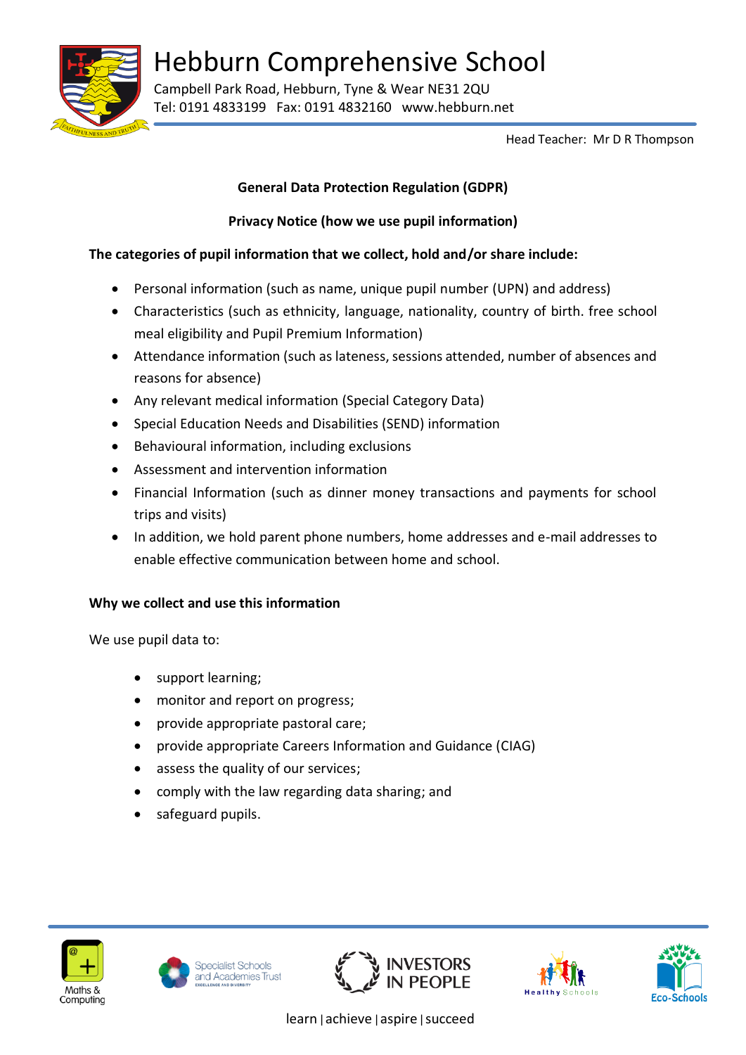# Hebburn Comprehensive School

Campbell Park Road, Hebburn, Tyne & Wear NE31 2QU
Tel: 0191 4833199 Fax: 0191 4832160 www.hebburn.net

Head Teacher: Mr D R Thompson

**General Data Protection Regulation (GDPR)**

**Privacy Notice (how we use pupil information)**

**The categories of pupil information that we collect, hold and/or share include:**

- Personal information (such as name, unique pupil number (UPN) and address)
- Characteristics (such as ethnicity, language, nationality, country of birth. free school meal eligibility and Pupil Premium Information)
- Attendance information (such as lateness, sessions attended, number of absences and reasons for absence)
- Any relevant medical information (Special Category Data)
- Special Education Needs and Disabilities (SEND) information
- Behavioural information, including exclusions
- Assessment and intervention information
- Financial Information (such as dinner money transactions and payments for school trips and visits)
- In addition, we hold parent phone numbers, home addresses and e-mail addresses to enable effective communication between home and school.

**Why we collect and use this information**

We use pupil data to:

- support learning;
- monitor and report on progress;
- provide appropriate pastoral care;
- provide appropriate Careers Information and Guidance (CIAG)
- assess the quality of our services;
- comply with the law regarding data sharing; and
- safeguard pupils.

learn | achieve | aspire | succeed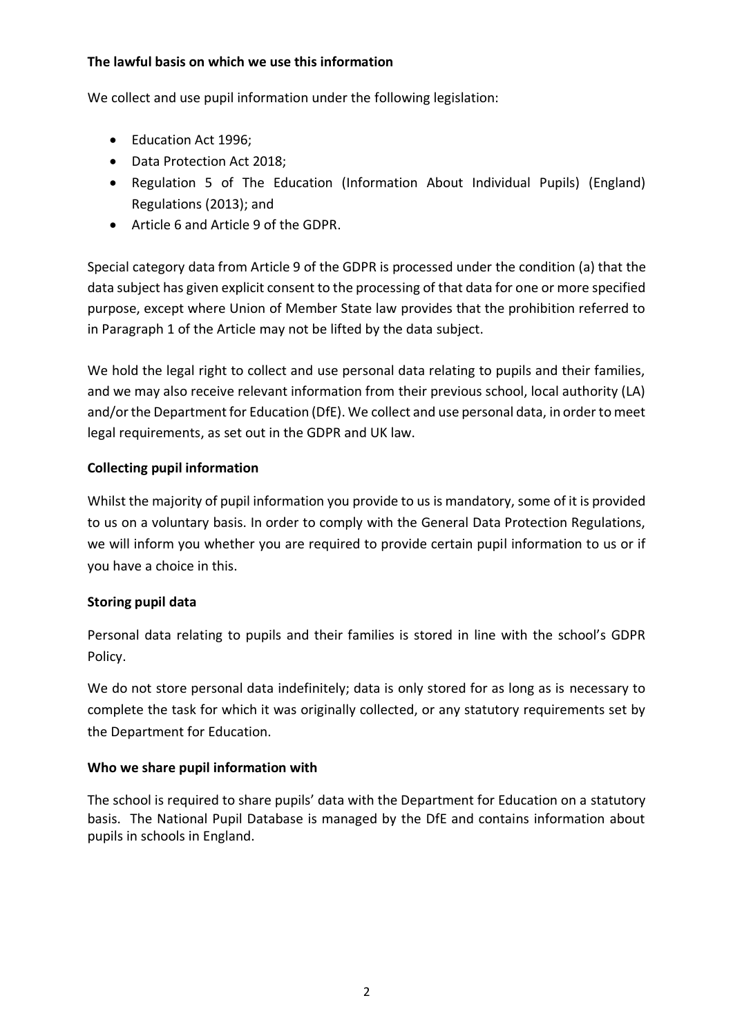**The lawful basis on which we use this information**

We collect and use pupil information under the following legislation:

- Education Act 1996;
- Data Protection Act 2018;
- Regulation 5 of The Education (Information About Individual Pupils) (England) Regulations (2013); and
- Article 6 and Article 9 of the GDPR.

Special category data from Article 9 of the GDPR is processed under the condition (a) that the data subject has given explicit consent to the processing of that data for one or more specified purpose, except where Union of Member State law provides that the prohibition referred to in Paragraph 1 of the Article may not be lifted by the data subject.

We hold the legal right to collect and use personal data relating to pupils and their families, and we may also receive relevant information from their previous school, local authority (LA) and/or the Department for Education (DfE). We collect and use personal data, in order to meet legal requirements, as set out in the GDPR and UK law.

**Collecting pupil information**

Whilst the majority of pupil information you provide to us is mandatory, some of it is provided to us on a voluntary basis. In order to comply with the General Data Protection Regulations, we will inform you whether you are required to provide certain pupil information to us or if you have a choice in this.

**Storing pupil data**

Personal data relating to pupils and their families is stored in line with the school's GDPR Policy.

We do not store personal data indefinitely; data is only stored for as long as is necessary to complete the task for which it was originally collected, or any statutory requirements set by the Department for Education.

**Who we share pupil information with**

The school is required to share pupils' data with the Department for Education on a statutory basis. The National Pupil Database is managed by the DfE and contains information about pupils in schools in England.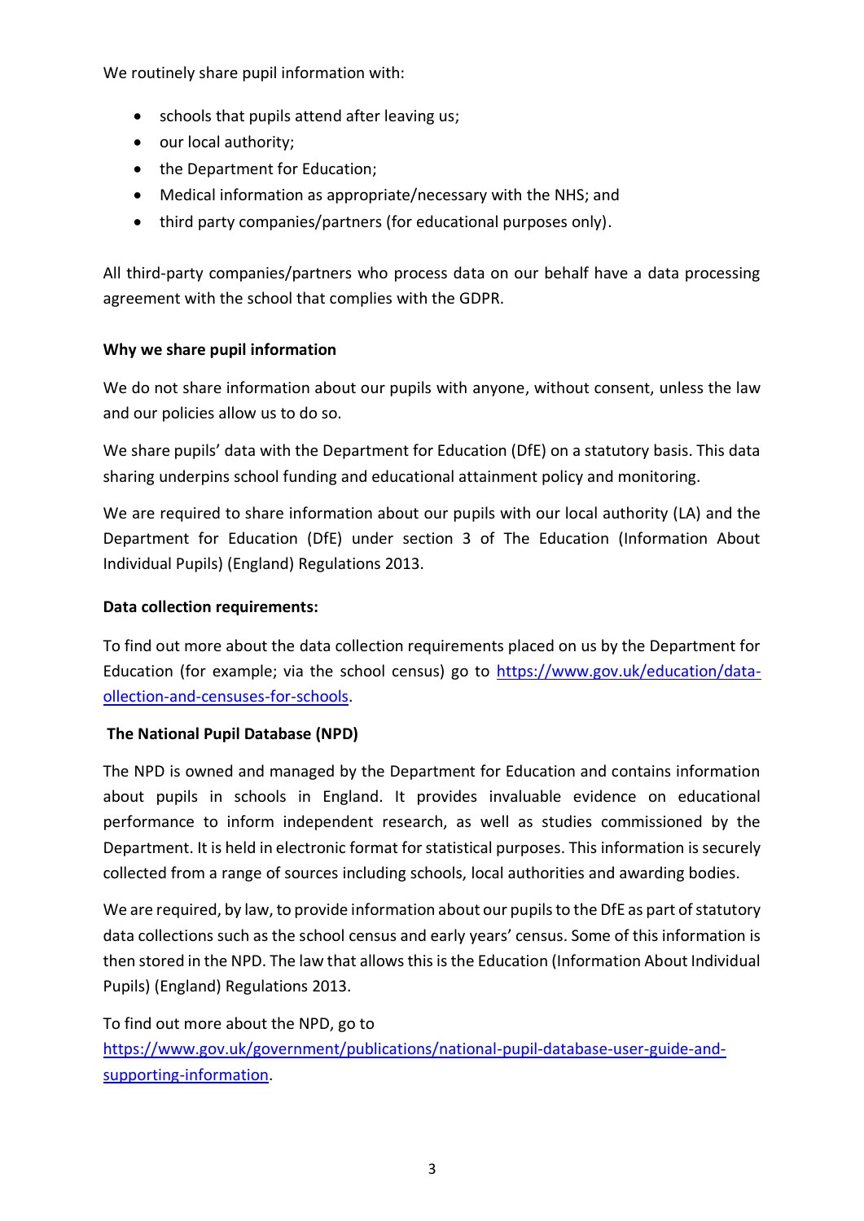We routinely share pupil information with:

- schools that pupils attend after leaving us;
- our local authority;
- the Department for Education;
- Medical information as appropriate/necessary with the NHS; and
- third party companies/partners (for educational purposes only).

All third-party companies/partners who process data on our behalf have a data processing agreement with the school that complies with the GDPR.

**Why we share pupil information**

We do not share information about our pupils with anyone, without consent, unless the law and our policies allow us to do so.

We share pupils' data with the Department for Education (DfE) on a statutory basis. This data sharing underpins school funding and educational attainment policy and monitoring.

We are required to share information about our pupils with our local authority (LA) and the Department for Education (DfE) under section 3 of The Education (Information About Individual Pupils) (England) Regulations 2013.

**Data collection requirements:**

To find out more about the data collection requirements placed on us by the Department for Education (for example; via the school census) go to [https://www.gov.uk/education/data-ollection-and-censuses-for-schools](https://www.gov.uk/education/data-ollection-and-censuses-for-schools).

**The National Pupil Database (NPD)**

The NPD is owned and managed by the Department for Education and contains information about pupils in schools in England. It provides invaluable evidence on educational performance to inform independent research, as well as studies commissioned by the Department. It is held in electronic format for statistical purposes. This information is securely collected from a range of sources including schools, local authorities and awarding bodies.

We are required, by law, to provide information about our pupils to the DfE as part of statutory data collections such as the school census and early years' census. Some of this information is then stored in the NPD. The law that allows this is the Education (Information About Individual Pupils) (England) Regulations 2013.

To find out more about the NPD, go to [https://www.gov.uk/government/publications/national-pupil-database-user-guide-and-supporting-information](https://www.gov.uk/government/publications/national-pupil-database-user-guide-and-supporting-information).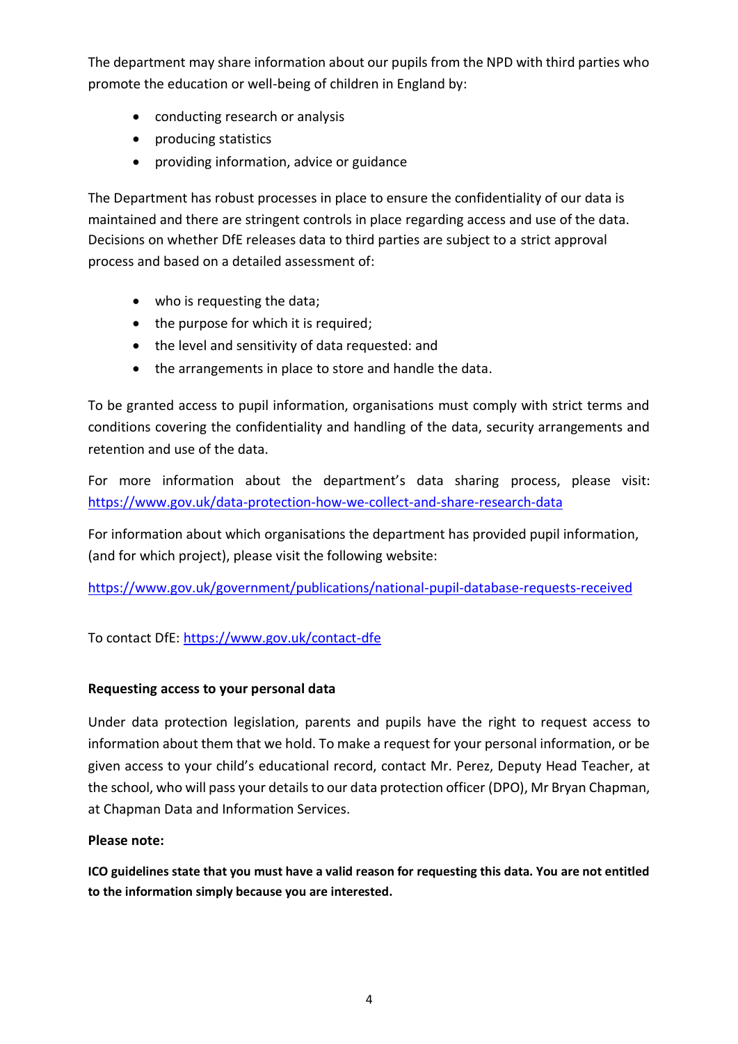The department may share information about our pupils from the NPD with third parties who promote the education or well-being of children in England by:

- conducting research or analysis
- producing statistics
- providing information, advice or guidance

The Department has robust processes in place to ensure the confidentiality of our data is maintained and there are stringent controls in place regarding access and use of the data. Decisions on whether DfE releases data to third parties are subject to a strict approval process and based on a detailed assessment of:

- who is requesting the data;
- the purpose for which it is required;
- the level and sensitivity of data requested: and
- the arrangements in place to store and handle the data.

To be granted access to pupil information, organisations must comply with strict terms and conditions covering the confidentiality and handling of the data, security arrangements and retention and use of the data.

For more information about the department's data sharing process, please visit: https://www.gov.uk/data-protection-how-we-collect-and-share-research-data

For information about which organisations the department has provided pupil information, (and for which project), please visit the following website:

https://www.gov.uk/government/publications/national-pupil-database-requests-received

To contact DfE: https://www.gov.uk/contact-dfe

**Requesting access to your personal data**

Under data protection legislation, parents and pupils have the right to request access to information about them that we hold. To make a request for your personal information, or be given access to your child's educational record, contact Mr. Perez, Deputy Head Teacher, at the school, who will pass your details to our data protection officer (DPO), Mr Bryan Chapman, at Chapman Data and Information Services.

**Please note:**

**ICO guidelines state that you must have a valid reason for requesting this data. You are not entitled to the information simply because you are interested.**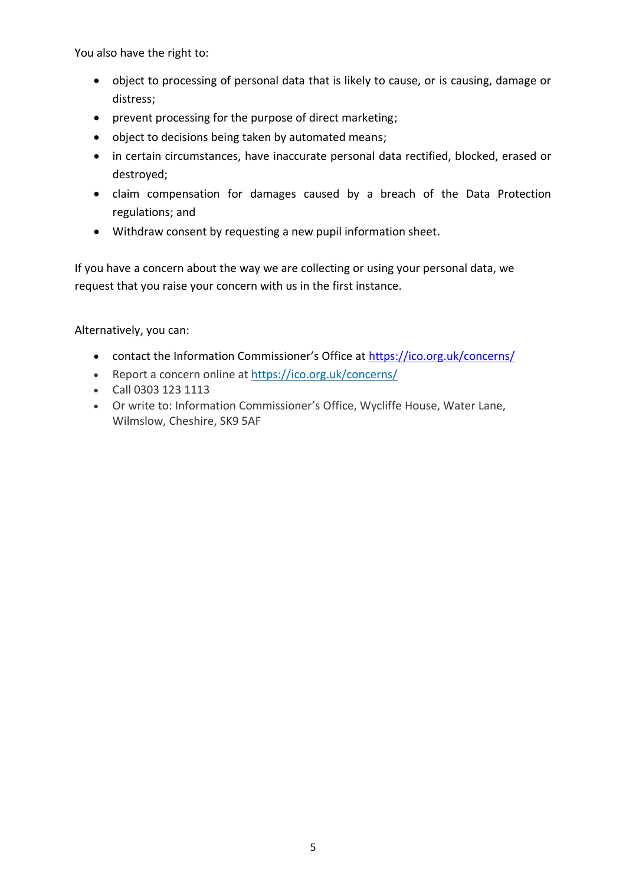You also have the right to:

- object to processing of personal data that is likely to cause, or is causing, damage or distress;
- prevent processing for the purpose of direct marketing;
- object to decisions being taken by automated means;
- in certain circumstances, have inaccurate personal data rectified, blocked, erased or destroyed;
- claim compensation for damages caused by a breach of the Data Protection regulations; and
- Withdraw consent by requesting a new pupil information sheet.

If you have a concern about the way we are collecting or using your personal data, we request that you raise your concern with us in the first instance.

Alternatively, you can:

- contact the Information Commissioner's Office at https://ico.org.uk/concerns/
- Report a concern online at https://ico.org.uk/concerns/
- Call 0303 123 1113
- Or write to: Information Commissioner's Office, Wycliffe House, Water Lane, Wilmslow, Cheshire, SK9 5AF